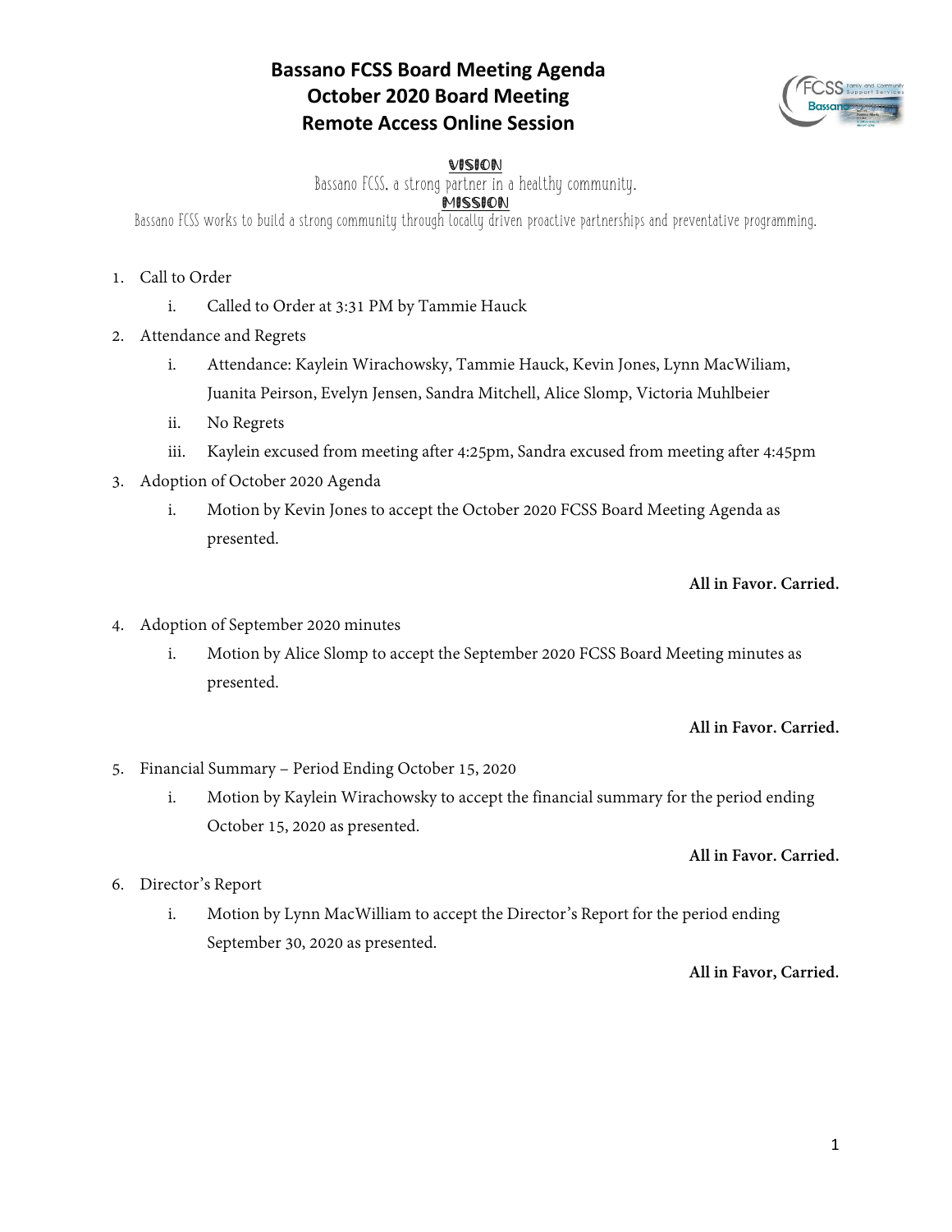# Bassano FCSS Board Meeting Agenda
# October 2020 Board Meeting
# Remote Access Online Session

**VISION**

Bassano FCSS, a strong partner in a healthy community.

**MISSION**

Bassano FCSS works to build a strong community through locally driven proactive partnerships and preventative programming.

1. Call to Order
   i. Called to Order at 3:31 PM by Tammie Hauck
2. Attendance and Regrets
   i. Attendance: Kaylein Wirachowsky, Tammie Hauck, Kevin Jones, Lynn MacWiliam, Juanita Peirson, Evelyn Jensen, Sandra Mitchell, Alice Slomp, Victoria Muhlbeier
   ii. No Regrets
   iii. Kaylein excused from meeting after 4:25pm, Sandra excused from meeting after 4:45pm
3. Adoption of October 2020 Agenda
   i. Motion by Kevin Jones to accept the October 2020 FCSS Board Meeting Agenda as presented.

   **All in Favor. Carried.**

4. Adoption of September 2020 minutes
   i. Motion by Alice Slomp to accept the September 2020 FCSS Board Meeting minutes as presented.

   **All in Favor. Carried.**

5. Financial Summary – Period Ending October 15, 2020
   i. Motion by Kaylein Wirachowsky to accept the financial summary for the period ending October 15, 2020 as presented.

   **All in Favor. Carried.**

6. Director's Report
   i. Motion by Lynn MacWilliam to accept the Director's Report for the period ending September 30, 2020 as presented.

   **All in Favor, Carried.**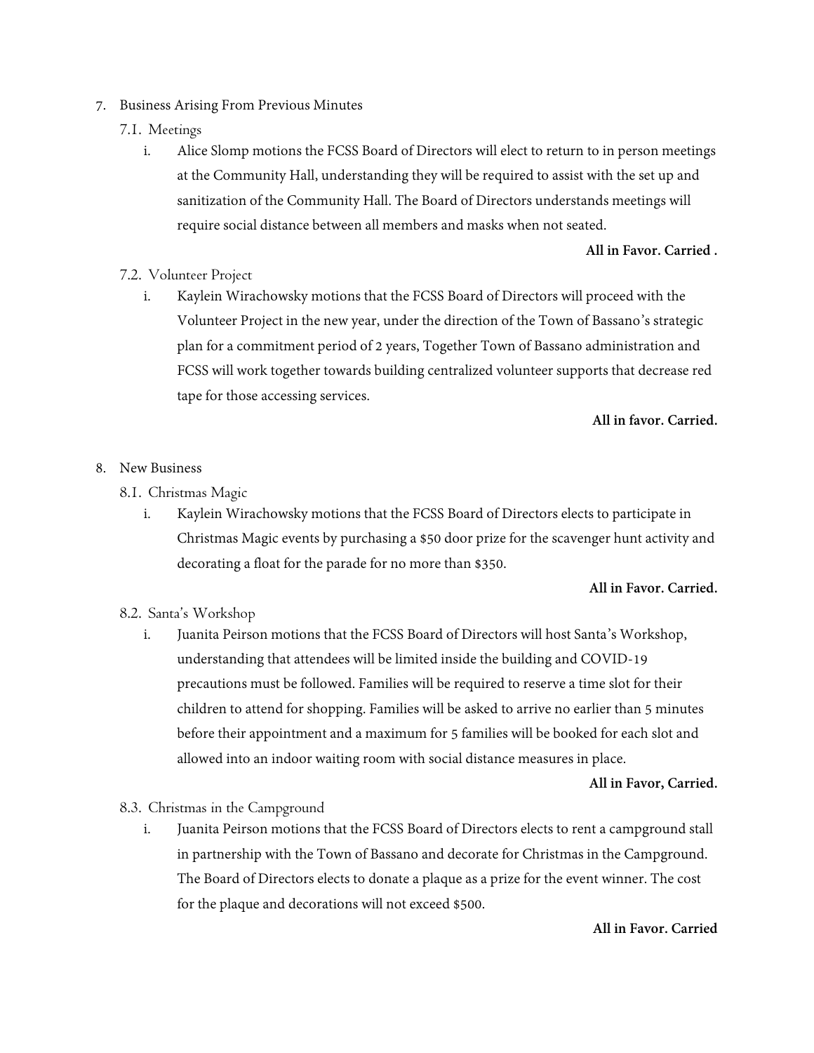7. Business Arising From Previous Minutes

   7.1. Meetings

      i. Alice Slomp motions the FCSS Board of Directors will elect to return to in person meetings at the Community Hall, understanding they will be required to assist with the set up and sanitization of the Community Hall. The Board of Directors understands meetings will require social distance between all members and masks when not seated.

      **All in Favor. Carried .**

   7.2. Volunteer Project

      i. Kaylein Wirachowsky motions that the FCSS Board of Directors will proceed with the Volunteer Project in the new year, under the direction of the Town of Bassano's strategic plan for a commitment period of 2 years, Together Town of Bassano administration and FCSS will work together towards building centralized volunteer supports that decrease red tape for those accessing services.

      **All in favor. Carried.**

8. New Business

   8.1. Christmas Magic

      i. Kaylein Wirachowsky motions that the FCSS Board of Directors elects to participate in Christmas Magic events by purchasing a $50 door prize for the scavenger hunt activity and decorating a float for the parade for no more than $350.

      **All in Favor. Carried.**

   8.2. Santa's Workshop

      i. Juanita Peirson motions that the FCSS Board of Directors will host Santa's Workshop, understanding that attendees will be limited inside the building and COVID-19 precautions must be followed. Families will be required to reserve a time slot for their children to attend for shopping. Families will be asked to arrive no earlier than 5 minutes before their appointment and a maximum for 5 families will be booked for each slot and allowed into an indoor waiting room with social distance measures in place.

      **All in Favor, Carried.**

   8.3. Christmas in the Campground

      i. Juanita Peirson motions that the FCSS Board of Directors elects to rent a campground stall in partnership with the Town of Bassano and decorate for Christmas in the Campground. The Board of Directors elects to donate a plaque as a prize for the event winner. The cost for the plaque and decorations will not exceed $500.

      **All in Favor. Carried**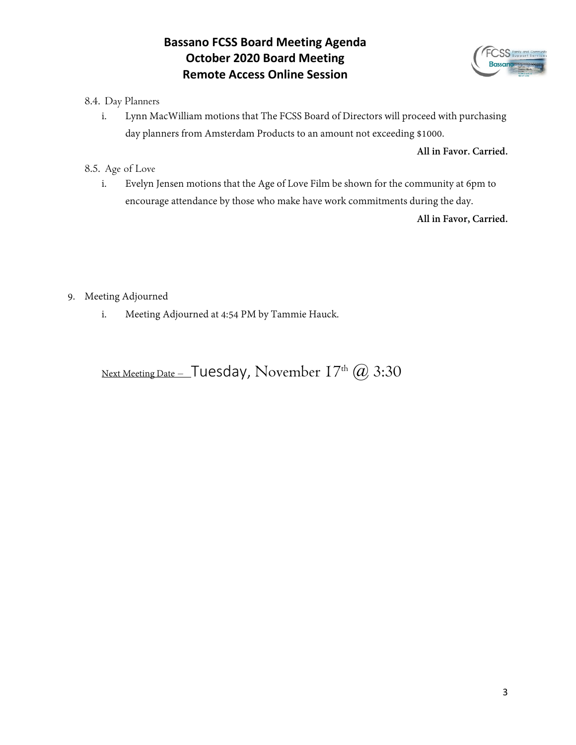8.4. Day Planners

i. Lynn MacWilliam motions that The FCSS Board of Directors will proceed with purchasing day planners from Amsterdam Products to an amount not exceeding $1000.

**All in Favor. Carried.**

8.5. Age of Love

i. Evelyn Jensen motions that the Age of Love Film be shown for the community at 6pm to encourage attendance by those who make have work commitments during the day.

**All in Favor, Carried.**

9. Meeting Adjourned

i. Meeting Adjourned at 4:54 PM by Tammie Hauck.

Next Meeting Date – Tuesday, November 17th @ 3:30